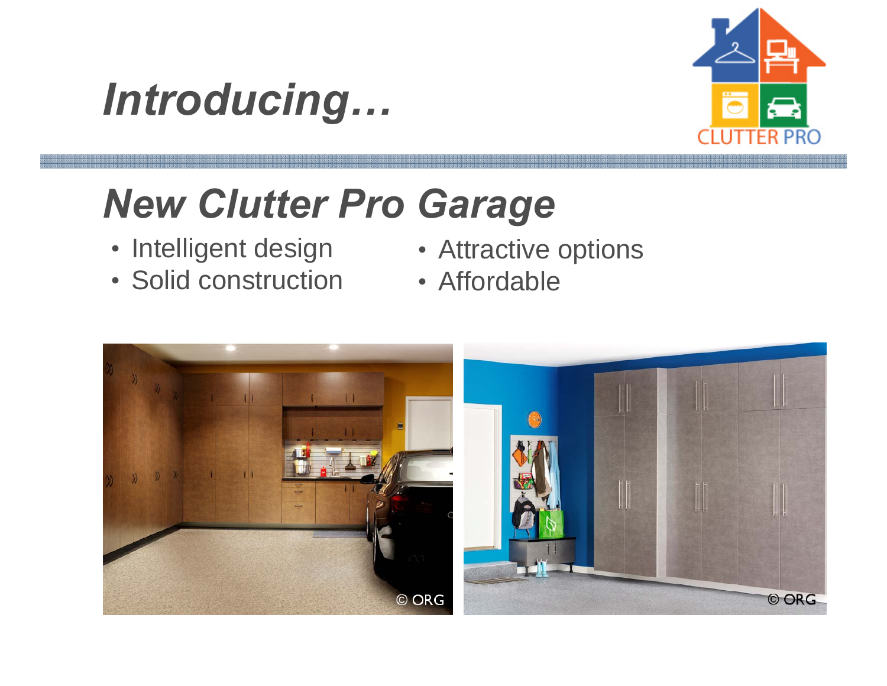# *Introducing…*

## *New Clutter Pro Garage*

- Intelligent design
- Solid construction
- Attractive options
- Affordable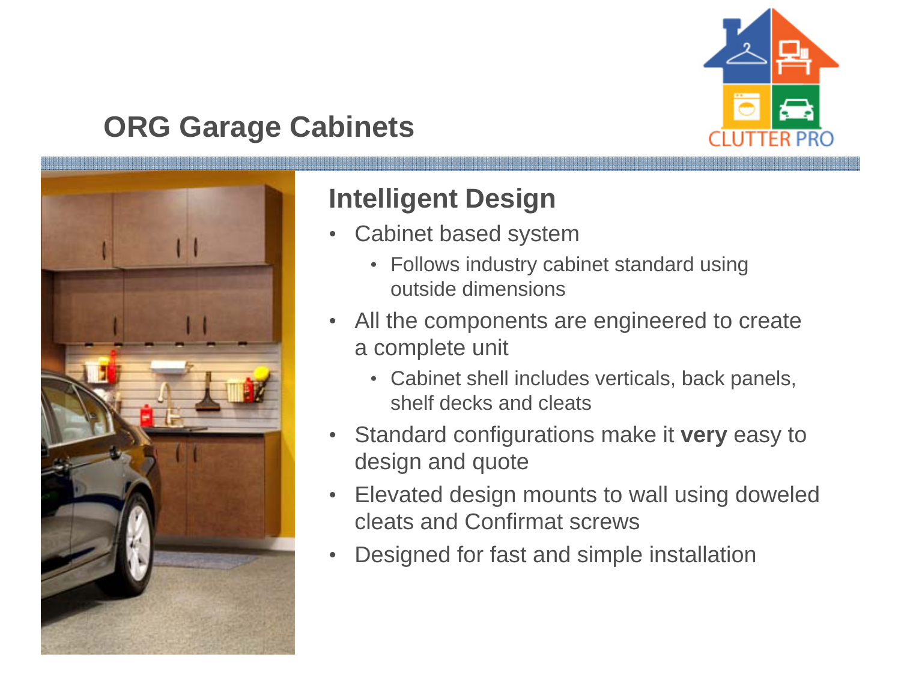# ORG Garage Cabinets

## Intelligent Design

- Cabinet based system
  - Follows industry cabinet standard using outside dimensions
- All the components are engineered to create a complete unit
  - Cabinet shell includes verticals, back panels, shelf decks and cleats
- Standard configurations make it **very** easy to design and quote
- Elevated design mounts to wall using doweled cleats and Confirmat screws
- Designed for fast and simple installation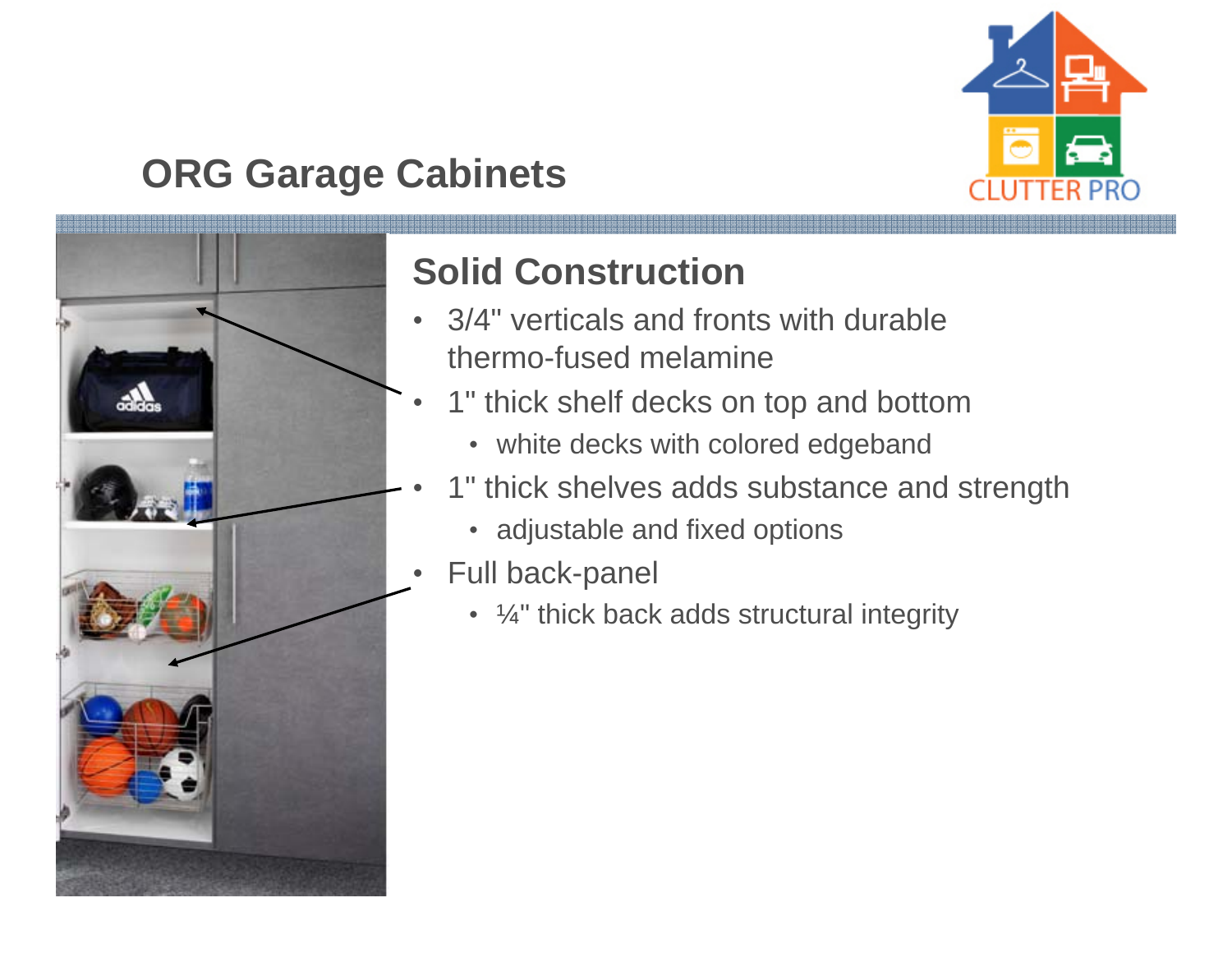# ORG Garage Cabinets

## Solid Construction

- 3/4" verticals and fronts with durable thermo-fused melamine
- 1" thick shelf decks on top and bottom
  - white decks with colored edgeband
- 1" thick shelves adds substance and strength
  - adjustable and fixed options
- Full back-panel
  - ¼" thick back adds structural integrity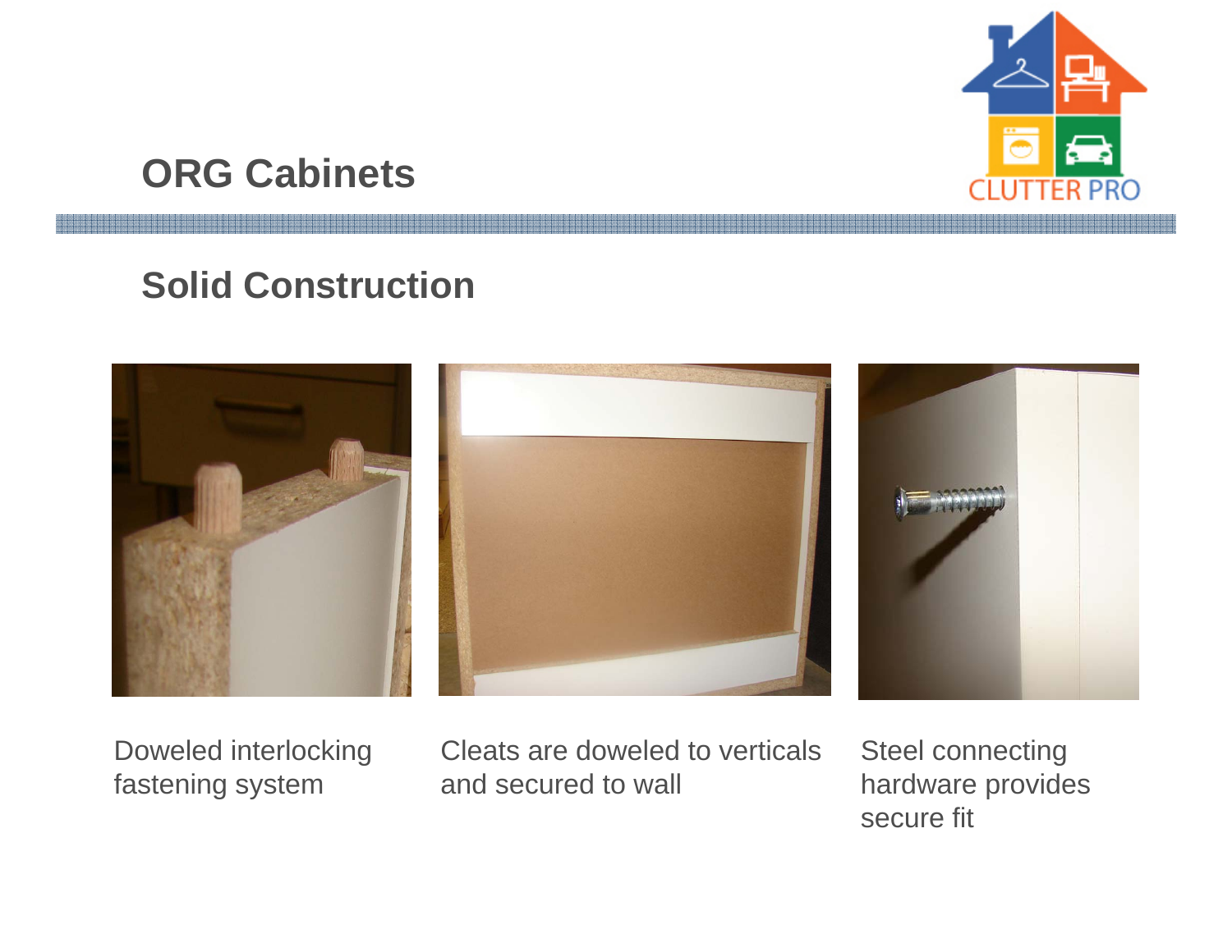# ORG Cabinets

## Solid Construction

Doweled interlocking fastening system

Cleats are doweled to verticals and secured to wall

Steel connecting hardware provides secure fit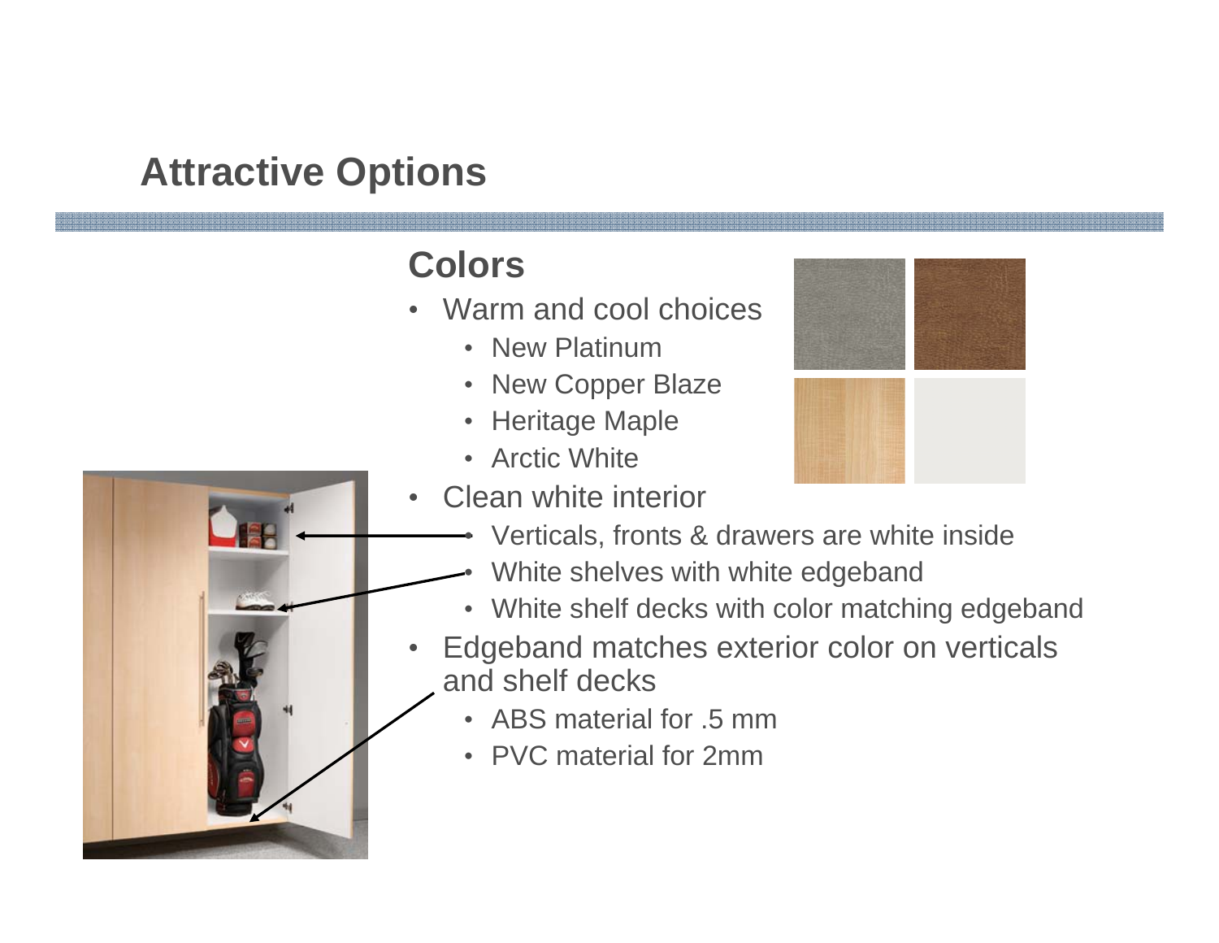## Attractive Options

### Colors

- Warm and cool choices
  - New Platinum
  - New Copper Blaze
  - Heritage Maple
  - Arctic White
- Clean white interior
  - Verticals, fronts & drawers are white inside
  - White shelves with white edgeband
  - White shelf decks with color matching edgeband
- Edgeband matches exterior color on verticals and shelf decks
  - ABS material for .5 mm
  - PVC material for 2mm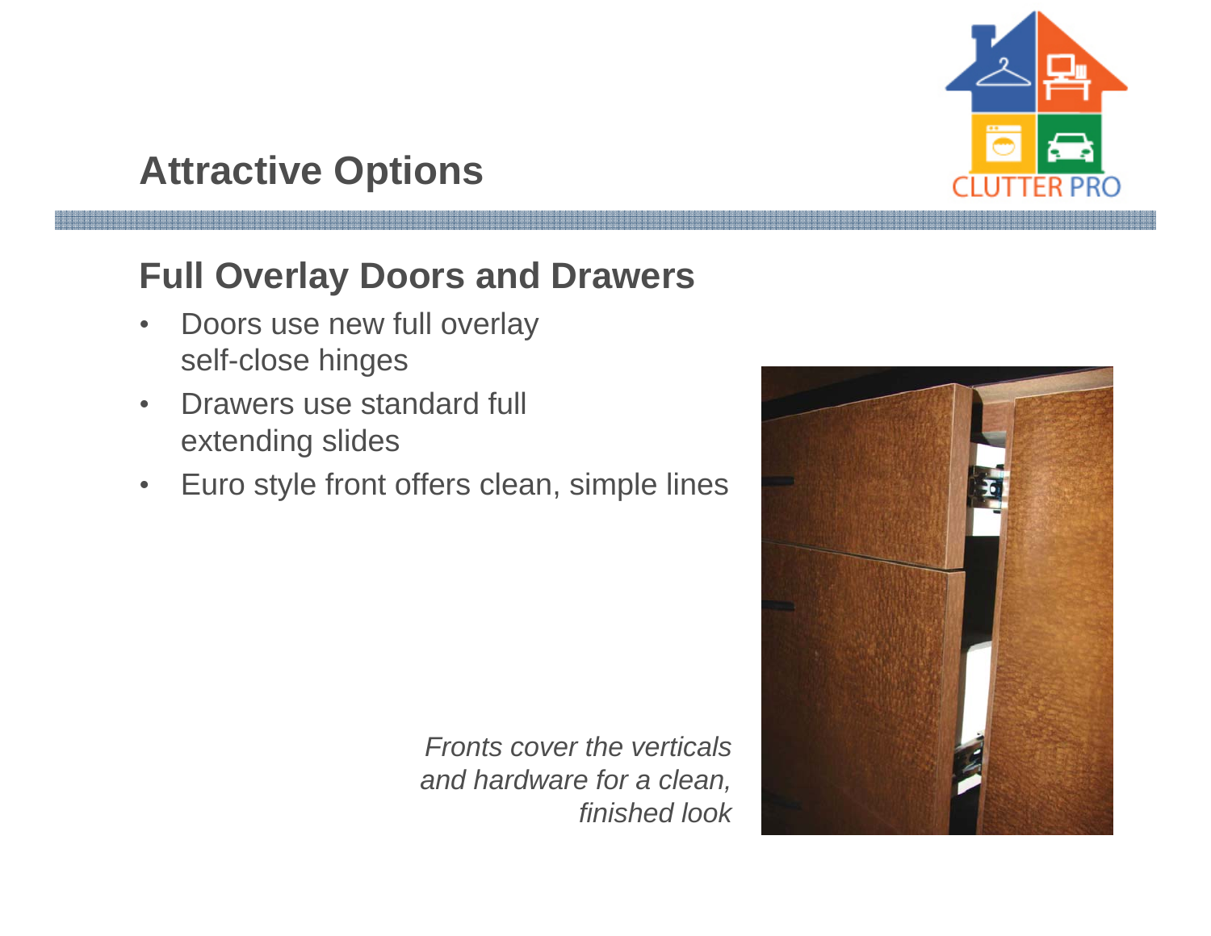# Attractive Options

## Full Overlay Doors and Drawers

- Doors use new full overlay self-close hinges
- Drawers use standard full extending slides
- Euro style front offers clean, simple lines

*Fronts cover the verticals and hardware for a clean, finished look*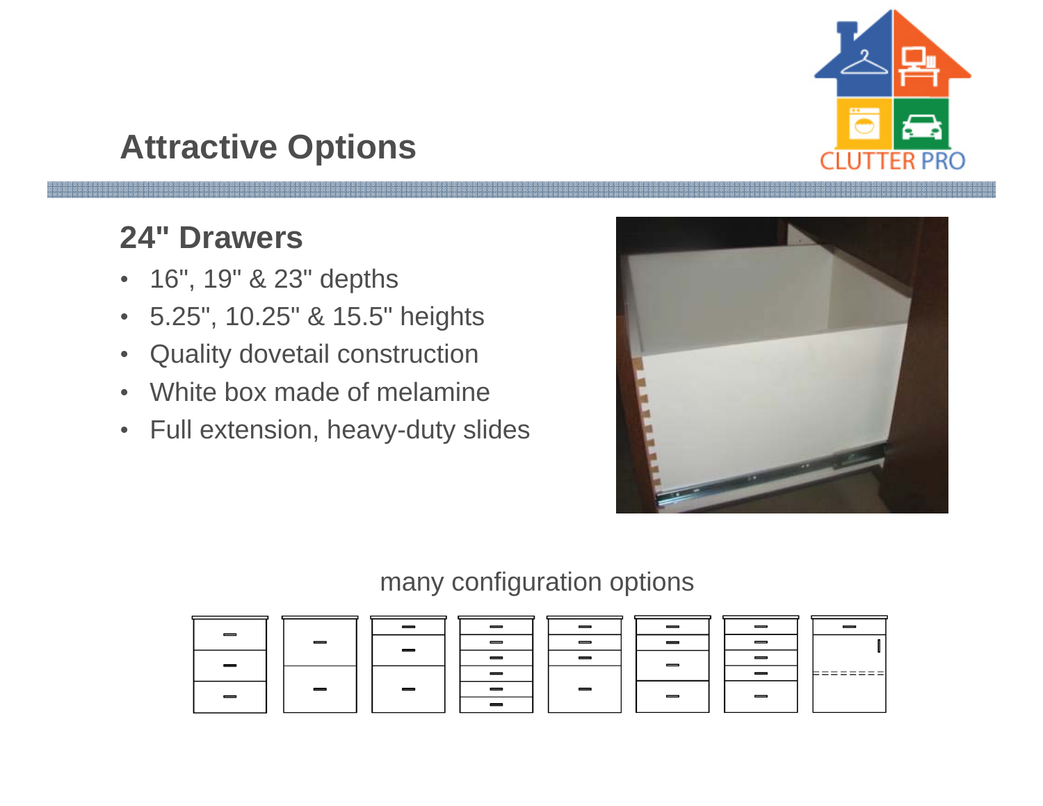# Attractive Options

## 24" Drawers

- 16", 19" & 23" depths
- 5.25", 10.25" & 15.5" heights
- Quality dovetail construction
- White box made of melamine
- Full extension, heavy-duty slides

many configuration options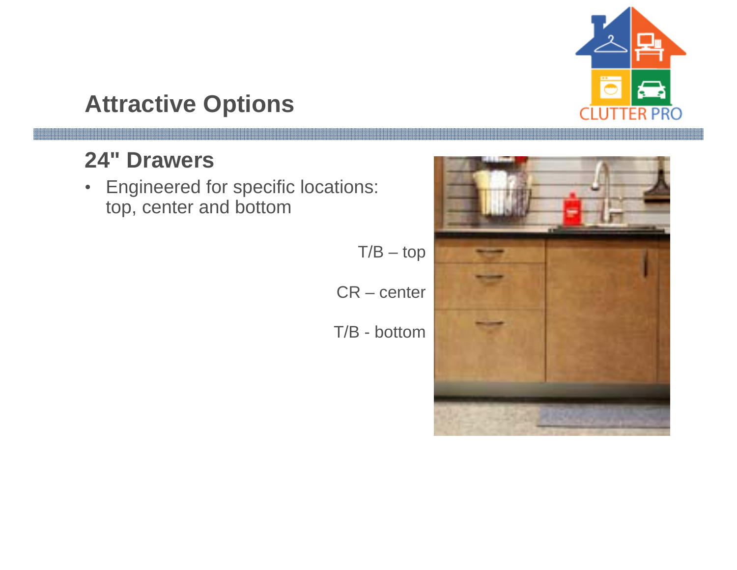# Attractive Options

## 24" Drawers

- Engineered for specific locations: top, center and bottom

T/B – top

CR – center

T/B - bottom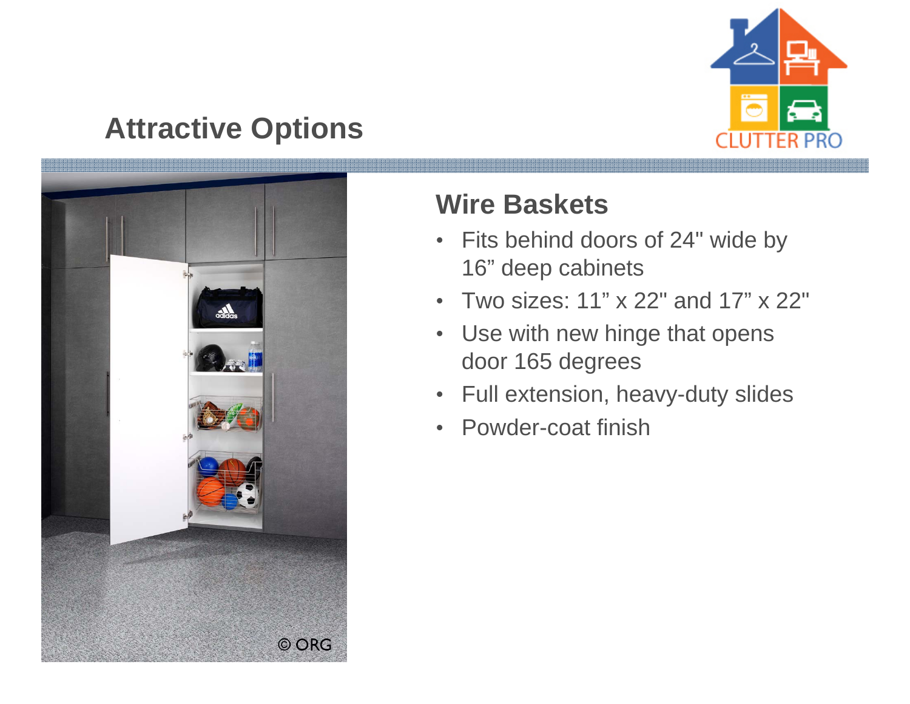# Attractive Options

## Wire Baskets

- Fits behind doors of 24" wide by 16” deep cabinets
- Two sizes: 11” x 22" and 17” x 22"
- Use with new hinge that opens door 165 degrees
- Full extension, heavy-duty slides
- Powder-coat finish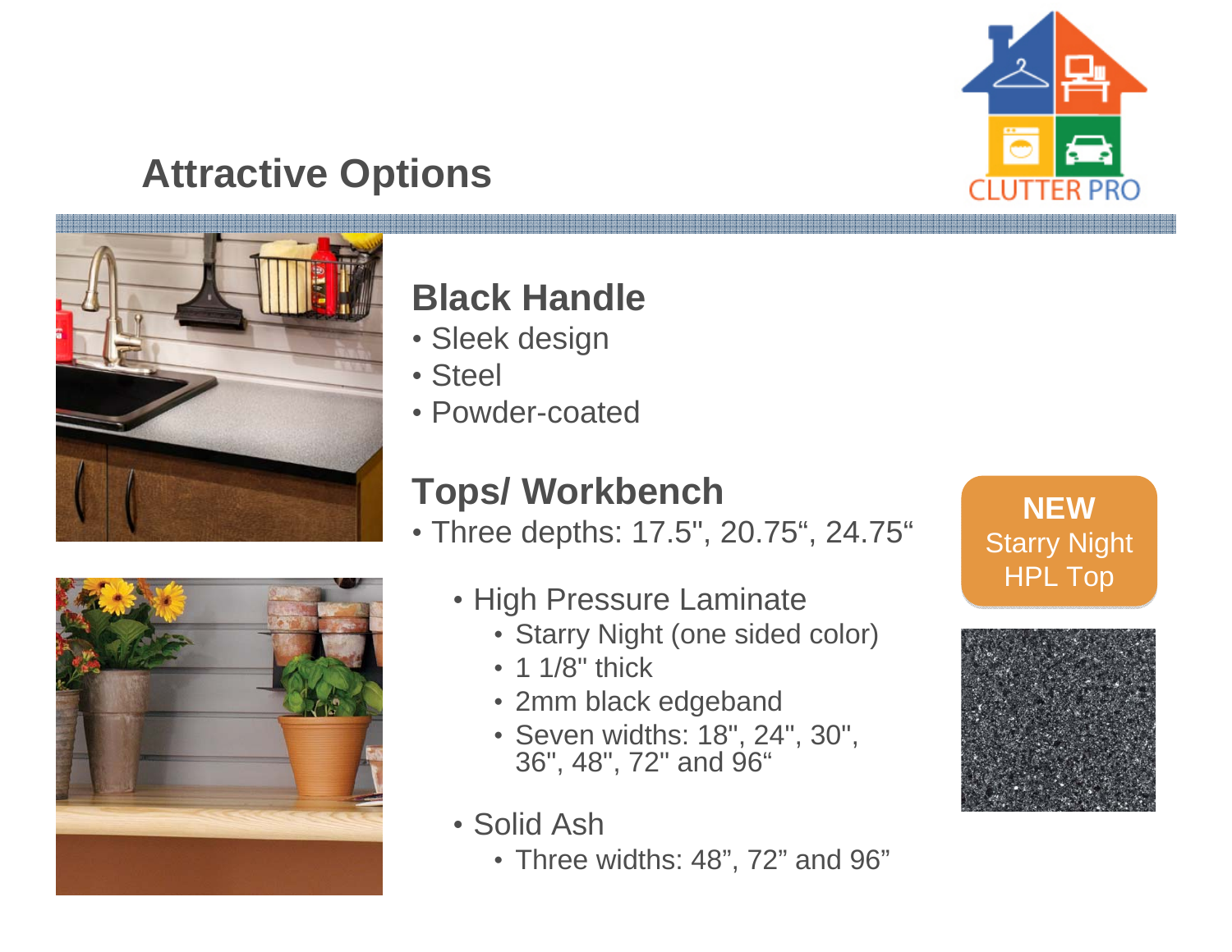# Attractive Options

## Black Handle

- Sleek design
- Steel
- Powder-coated

## Tops/ Workbench

- Three depths: 17.5", 20.75“, 24.75“
  - High Pressure Laminate
    - Starry Night (one sided color)
    - 1 1/8" thick
    - 2mm black edgeband
    - Seven widths: 18", 24", 30", 36", 48", 72" and 96“
  - Solid Ash
    - Three widths: 48”, 72” and 96”

**NEW**
Starry Night HPL Top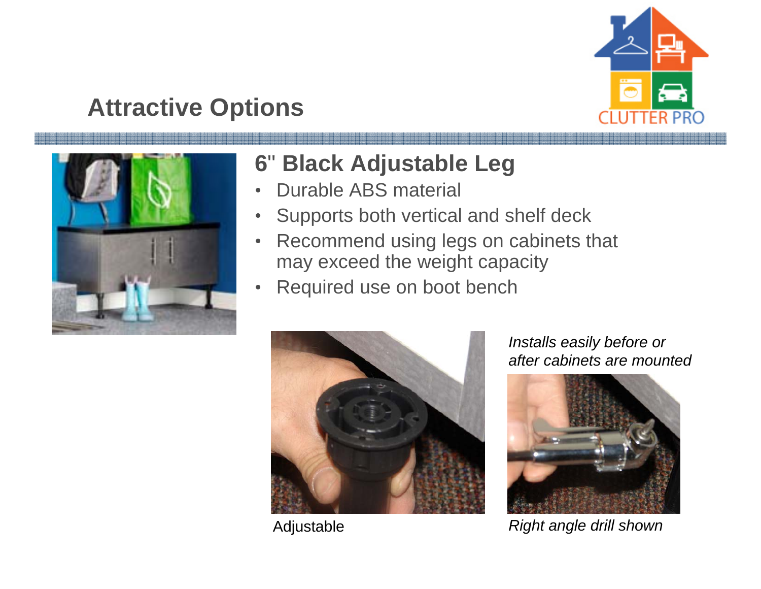# Attractive Options

## 6" Black Adjustable Leg

- Durable ABS material
- Supports both vertical and shelf deck
- Recommend using legs on cabinets that may exceed the weight capacity
- Required use on boot bench

Adjustable

*Installs easily before or after cabinets are mounted*

*Right angle drill shown*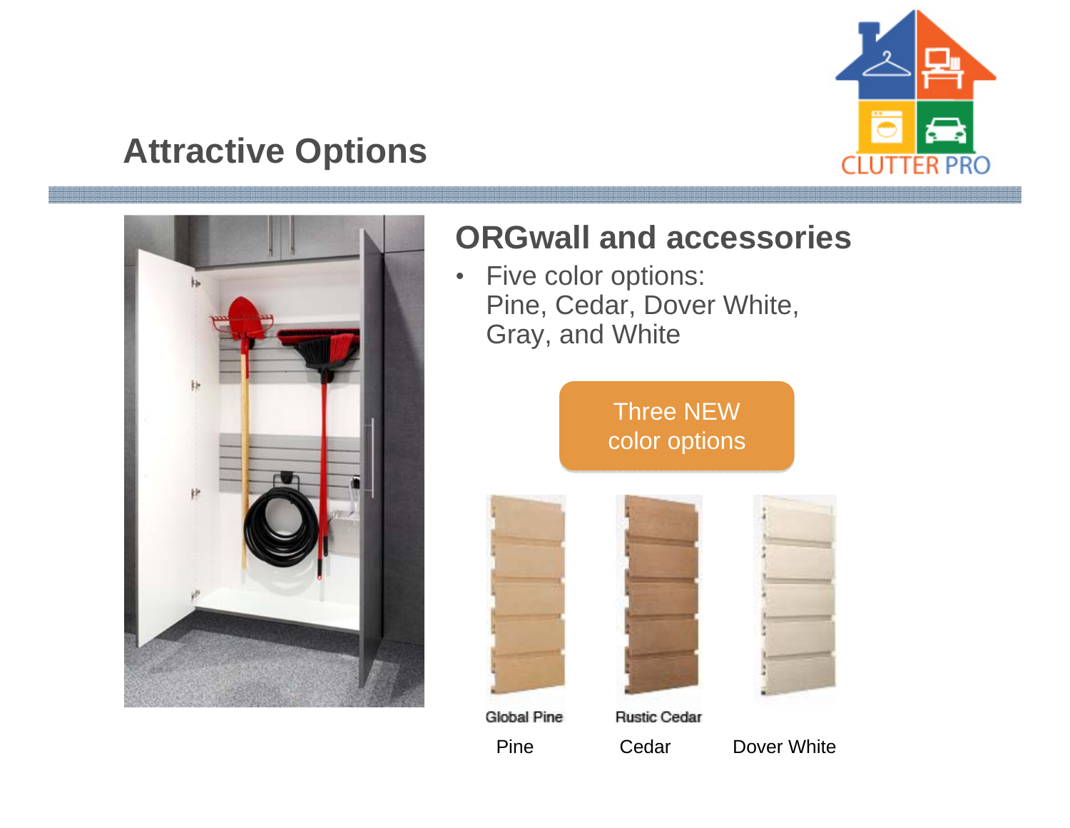# Attractive Options

## ORGwall and accessories

- Five color options:
  Pine, Cedar, Dover White,
  Gray, and White

Three NEW color options

Global Pine — Pine

Rustic Cedar — Cedar

Dover White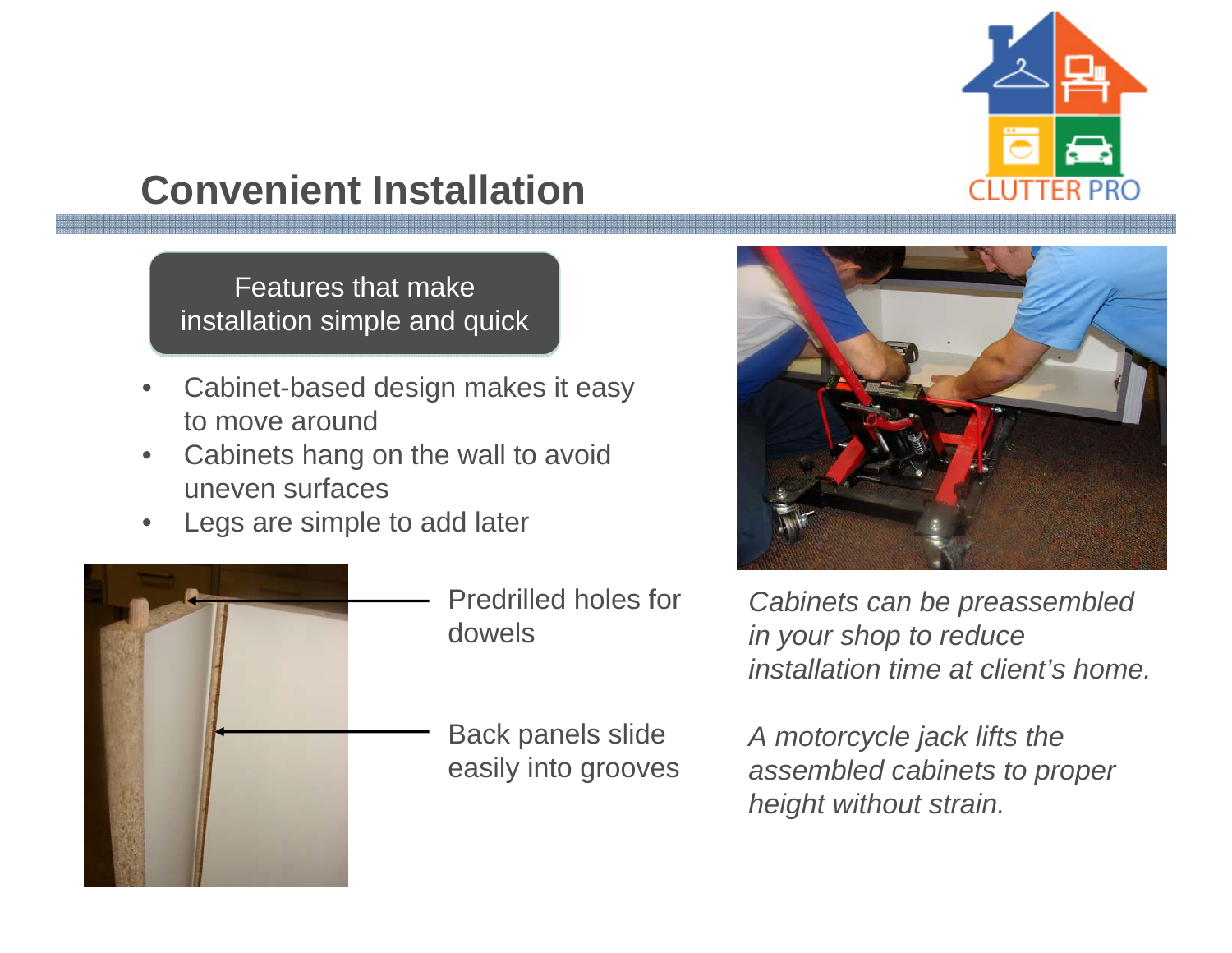## Convenient Installation

**Features that make installation simple and quick**

- Cabinet-based design makes it easy to move around
- Cabinets hang on the wall to avoid uneven surfaces
- Legs are simple to add later

Predrilled holes for dowels

Back panels slide easily into grooves

*Cabinets can be preassembled in your shop to reduce installation time at client's home.*

*A motorcycle jack lifts the assembled cabinets to proper height without strain.*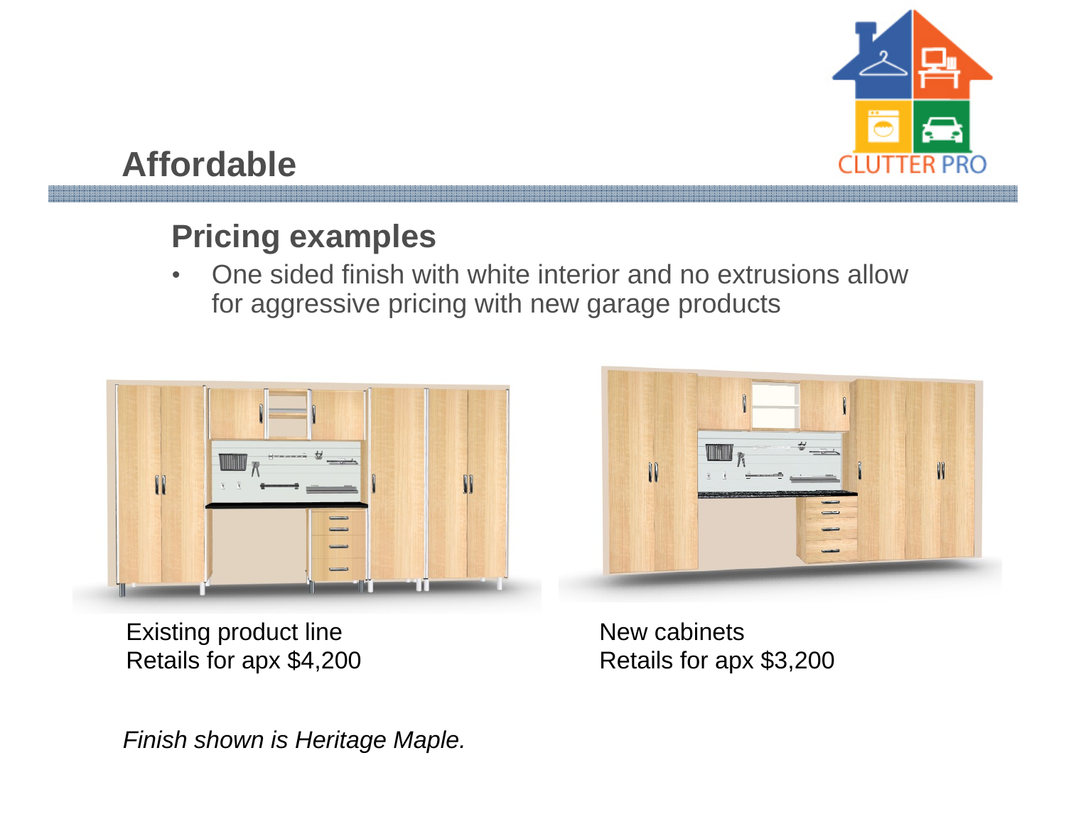# Affordable

## Pricing examples

- One sided finish with white interior and no extrusions allow for aggressive pricing with new garage products

Existing product line
Retails for apx $4,200

New cabinets
Retails for apx $3,200

*Finish shown is Heritage Maple.*